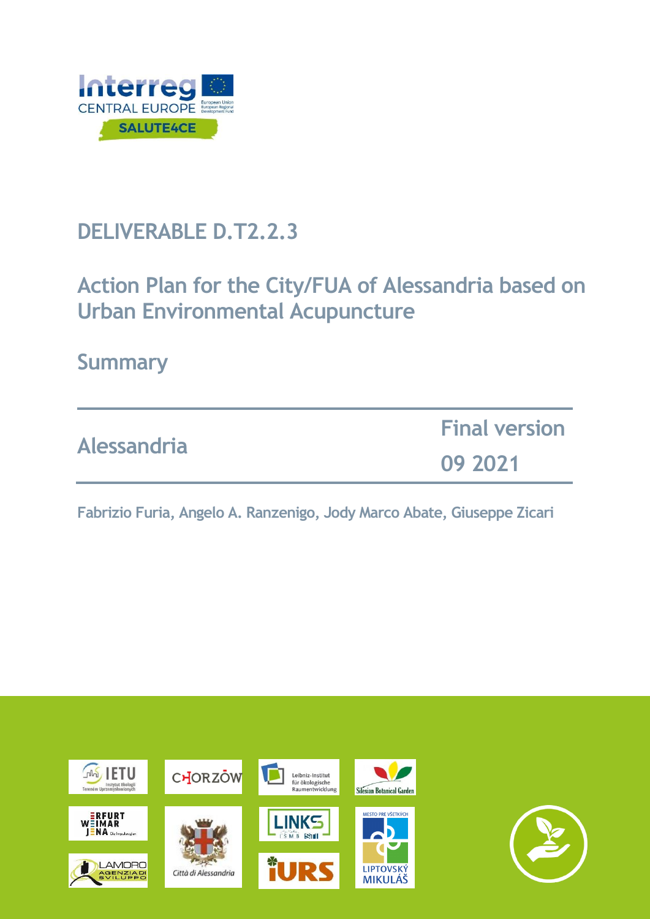# DELIVERABLE D.T2.2.3

## Action Plan for the City/FUA of Alessandria based on Urban Environmental Acupuncture

## Summary

| Alessandria | Final version |
| --- | --- |
| | 09 2021 |

Fabrizio Furia, Angelo A. Ranzenigo, Jody Marco Abate, Giuseppe Zicari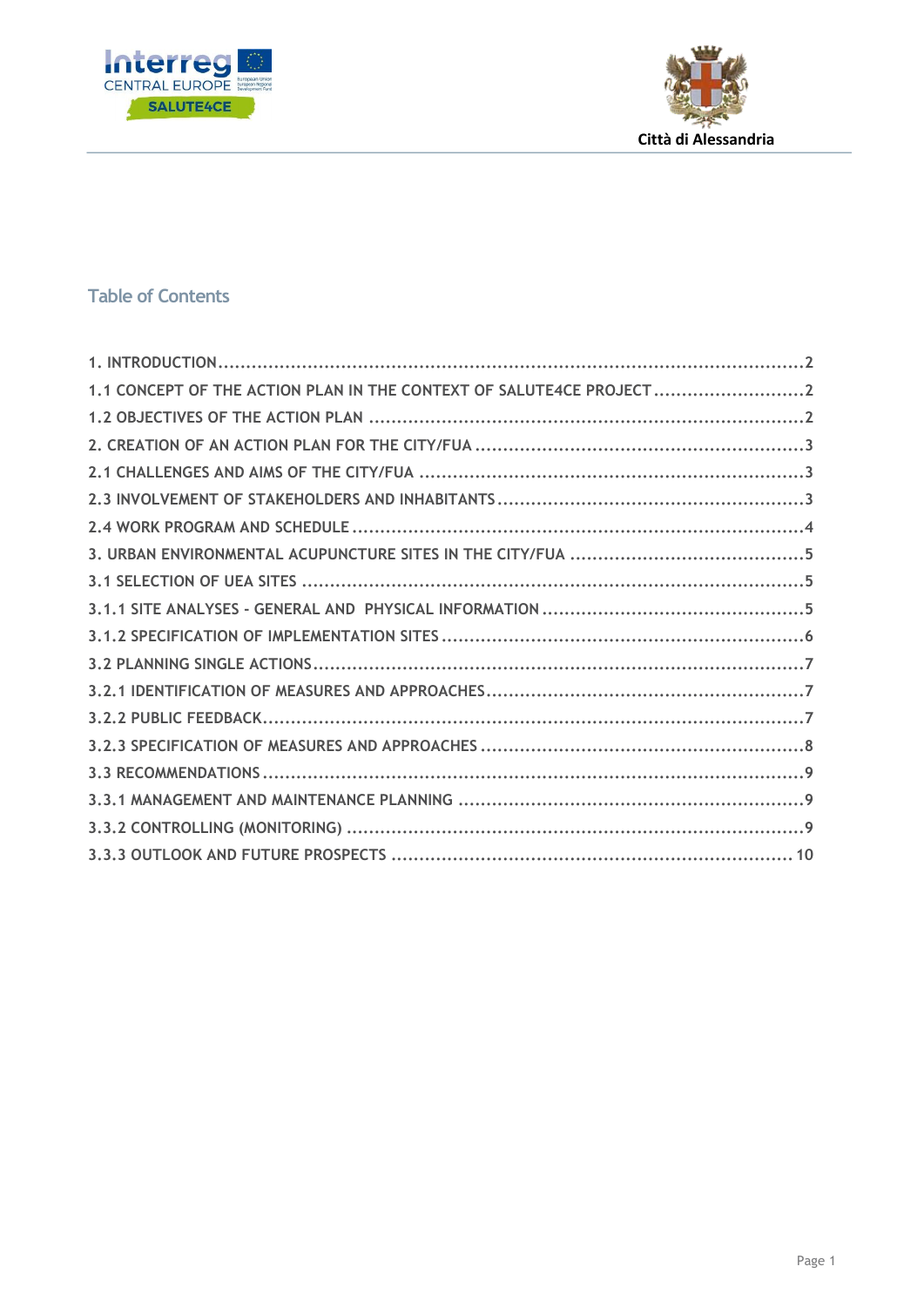## Table of Contents

1. INTRODUCTION ........................................ 2
1.1 CONCEPT OF THE ACTION PLAN IN THE CONTEXT OF SALUTE4CE PROJECT ........................................ 2
1.2 OBJECTIVES OF THE ACTION PLAN ........................................ 2
2. CREATION OF AN ACTION PLAN FOR THE CITY/FUA ........................................ 3
2.1 CHALLENGES AND AIMS OF THE CITY/FUA ........................................ 3
2.3 INVOLVEMENT OF STAKEHOLDERS AND INHABITANTS ........................................ 3
2.4 WORK PROGRAM AND SCHEDULE ........................................ 4
3. URBAN ENVIRONMENTAL ACUPUNCTURE SITES IN THE CITY/FUA ........................................ 5
3.1 SELECTION OF UEA SITES ........................................ 5
3.1.1 SITE ANALYSES - GENERAL AND PHYSICAL INFORMATION ........................................ 5
3.1.2 SPECIFICATION OF IMPLEMENTATION SITES ........................................ 6
3.2 PLANNING SINGLE ACTIONS ........................................ 7
3.2.1 IDENTIFICATION OF MEASURES AND APPROACHES ........................................ 7
3.2.2 PUBLIC FEEDBACK ........................................ 7
3.2.3 SPECIFICATION OF MEASURES AND APPROACHES ........................................ 8
3.3 RECOMMENDATIONS ........................................ 9
3.3.1 MANAGEMENT AND MAINTENANCE PLANNING ........................................ 9
3.3.2 CONTROLLING (MONITORING) ........................................ 9
3.3.3 OUTLOOK AND FUTURE PROSPECTS ........................................ 10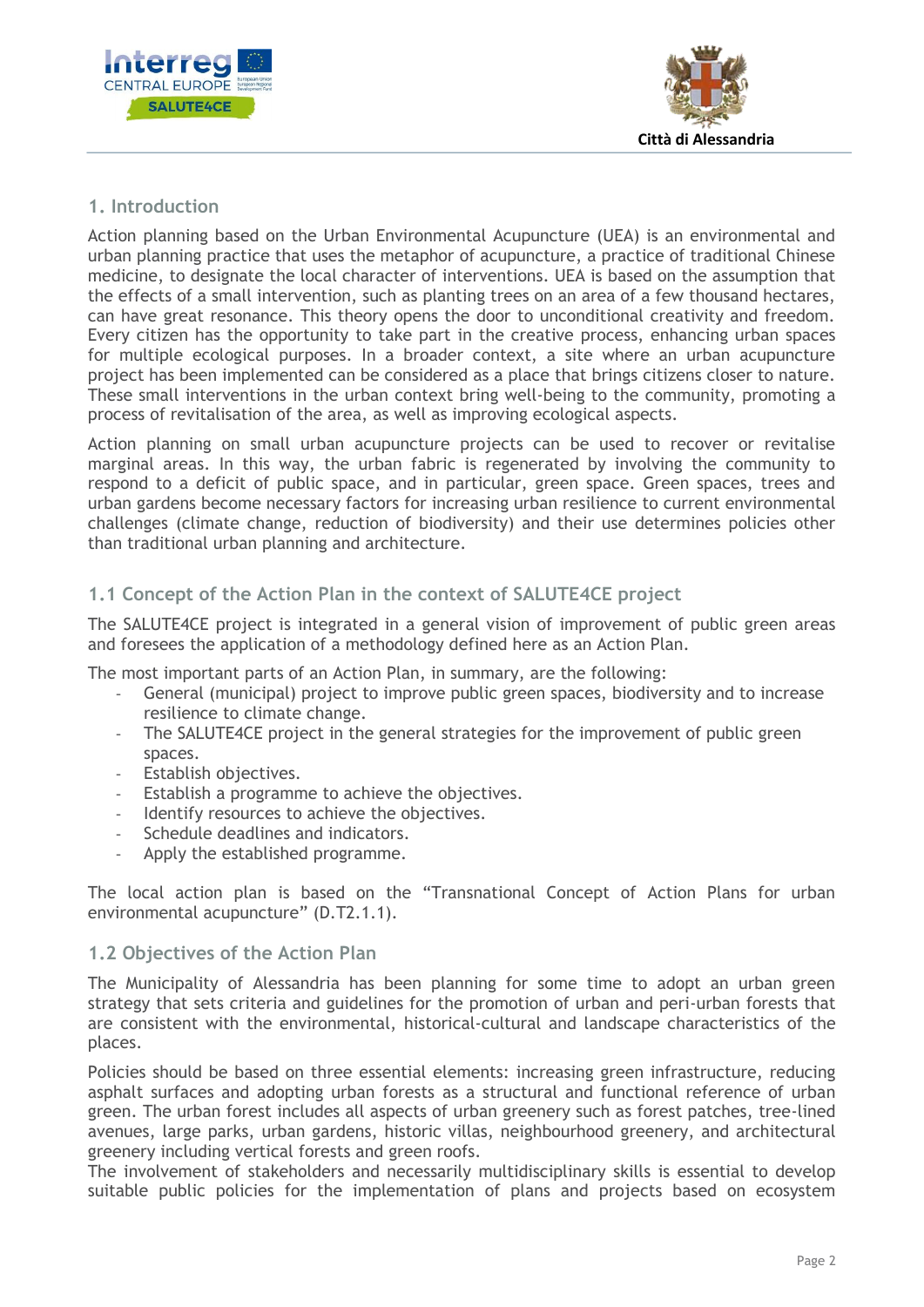## 1. Introduction

Action planning based on the Urban Environmental Acupuncture (UEA) is an environmental and urban planning practice that uses the metaphor of acupuncture, a practice of traditional Chinese medicine, to designate the local character of interventions. UEA is based on the assumption that the effects of a small intervention, such as planting trees on an area of a few thousand hectares, can have great resonance. This theory opens the door to unconditional creativity and freedom. Every citizen has the opportunity to take part in the creative process, enhancing urban spaces for multiple ecological purposes. In a broader context, a site where an urban acupuncture project has been implemented can be considered as a place that brings citizens closer to nature. These small interventions in the urban context bring well-being to the community, promoting a process of revitalisation of the area, as well as improving ecological aspects.

Action planning on small urban acupuncture projects can be used to recover or revitalise marginal areas. In this way, the urban fabric is regenerated by involving the community to respond to a deficit of public space, and in particular, green space. Green spaces, trees and urban gardens become necessary factors for increasing urban resilience to current environmental challenges (climate change, reduction of biodiversity) and their use determines policies other than traditional urban planning and architecture.

### 1.1 Concept of the Action Plan in the context of SALUTE4CE project

The SALUTE4CE project is integrated in a general vision of improvement of public green areas and foresees the application of a methodology defined here as an Action Plan.

The most important parts of an Action Plan, in summary, are the following:

- General (municipal) project to improve public green spaces, biodiversity and to increase resilience to climate change.
- The SALUTE4CE project in the general strategies for the improvement of public green spaces.
- Establish objectives.
- Establish a programme to achieve the objectives.
- Identify resources to achieve the objectives.
- Schedule deadlines and indicators.
- Apply the established programme.

The local action plan is based on the “Transnational Concept of Action Plans for urban environmental acupuncture” (D.T2.1.1).

### 1.2 Objectives of the Action Plan

The Municipality of Alessandria has been planning for some time to adopt an urban green strategy that sets criteria and guidelines for the promotion of urban and peri-urban forests that are consistent with the environmental, historical-cultural and landscape characteristics of the places.

Policies should be based on three essential elements: increasing green infrastructure, reducing asphalt surfaces and adopting urban forests as a structural and functional reference of urban green. The urban forest includes all aspects of urban greenery such as forest patches, tree-lined avenues, large parks, urban gardens, historic villas, neighbourhood greenery, and architectural greenery including vertical forests and green roofs.
The involvement of stakeholders and necessarily multidisciplinary skills is essential to develop suitable public policies for the implementation of plans and projects based on ecosystem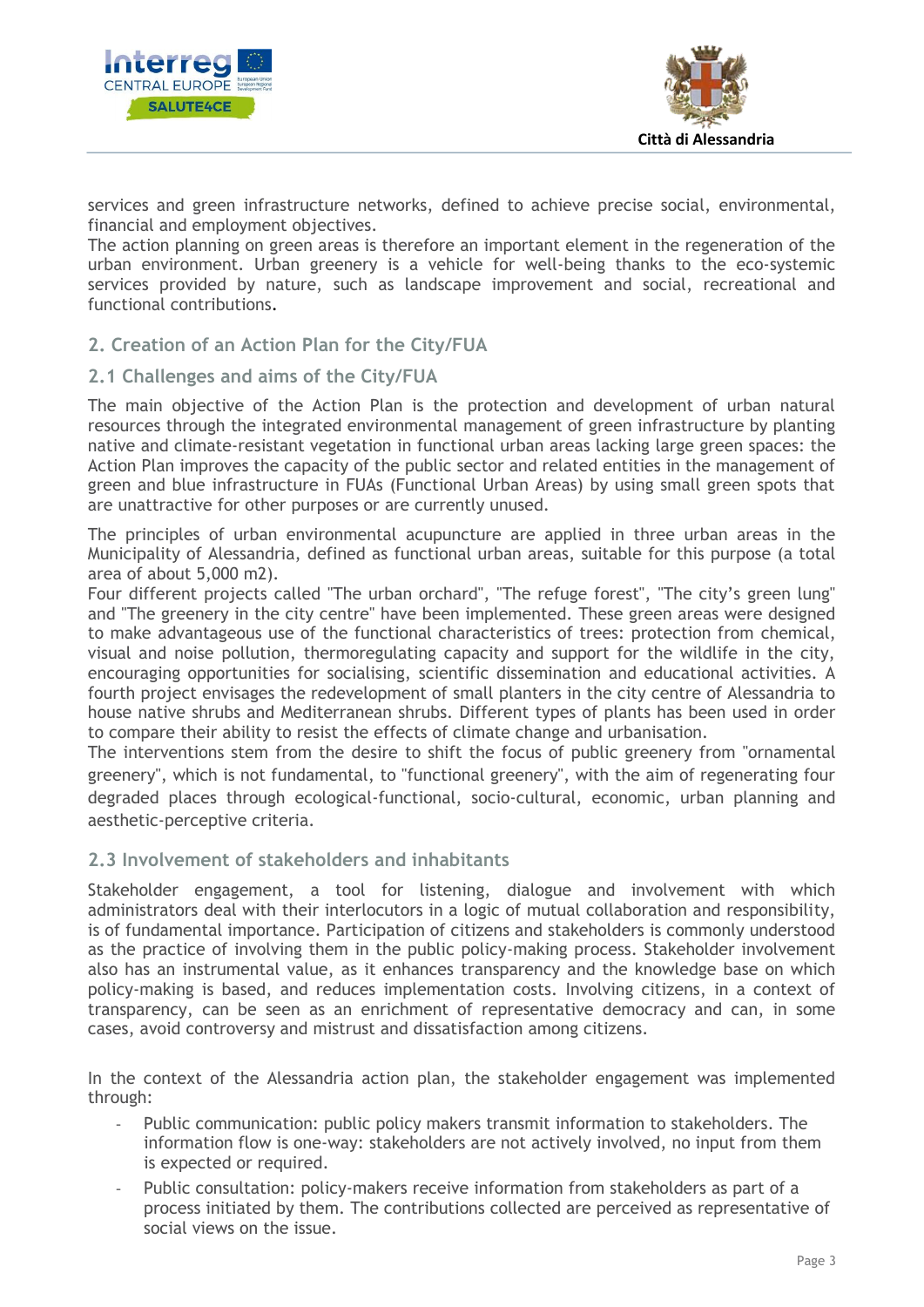services and green infrastructure networks, defined to achieve precise social, environmental, financial and employment objectives.
The action planning on green areas is therefore an important element in the regeneration of the urban environment. Urban greenery is a vehicle for well-being thanks to the eco-systemic services provided by nature, such as landscape improvement and social, recreational and functional contributions.

## 2. Creation of an Action Plan for the City/FUA

### 2.1 Challenges and aims of the City/FUA

The main objective of the Action Plan is the protection and development of urban natural resources through the integrated environmental management of green infrastructure by planting native and climate-resistant vegetation in functional urban areas lacking large green spaces: the Action Plan improves the capacity of the public sector and related entities in the management of green and blue infrastructure in FUAs (Functional Urban Areas) by using small green spots that are unattractive for other purposes or are currently unused.

The principles of urban environmental acupuncture are applied in three urban areas in the Municipality of Alessandria, defined as functional urban areas, suitable for this purpose (a total area of about 5,000 m2).
Four different projects called "The urban orchard", "The refuge forest", "The city's green lung" and "The greenery in the city centre" have been implemented. These green areas were designed to make advantageous use of the functional characteristics of trees: protection from chemical, visual and noise pollution, thermoregulating capacity and support for the wildlife in the city, encouraging opportunities for socialising, scientific dissemination and educational activities. A fourth project envisages the redevelopment of small planters in the city centre of Alessandria to house native shrubs and Mediterranean shrubs. Different types of plants has been used in order to compare their ability to resist the effects of climate change and urbanisation.
The interventions stem from the desire to shift the focus of public greenery from "ornamental greenery", which is not fundamental, to "functional greenery", with the aim of regenerating four degraded places through ecological-functional, socio-cultural, economic, urban planning and aesthetic-perceptive criteria.

### 2.3 Involvement of stakeholders and inhabitants

Stakeholder engagement, a tool for listening, dialogue and involvement with which administrators deal with their interlocutors in a logic of mutual collaboration and responsibility, is of fundamental importance. Participation of citizens and stakeholders is commonly understood as the practice of involving them in the public policy-making process. Stakeholder involvement also has an instrumental value, as it enhances transparency and the knowledge base on which policy-making is based, and reduces implementation costs. Involving citizens, in a context of transparency, can be seen as an enrichment of representative democracy and can, in some cases, avoid controversy and mistrust and dissatisfaction among citizens.

In the context of the Alessandria action plan, the stakeholder engagement was implemented through:

- Public communication: public policy makers transmit information to stakeholders. The information flow is one-way: stakeholders are not actively involved, no input from them is expected or required.
- Public consultation: policy-makers receive information from stakeholders as part of a process initiated by them. The contributions collected are perceived as representative of social views on the issue.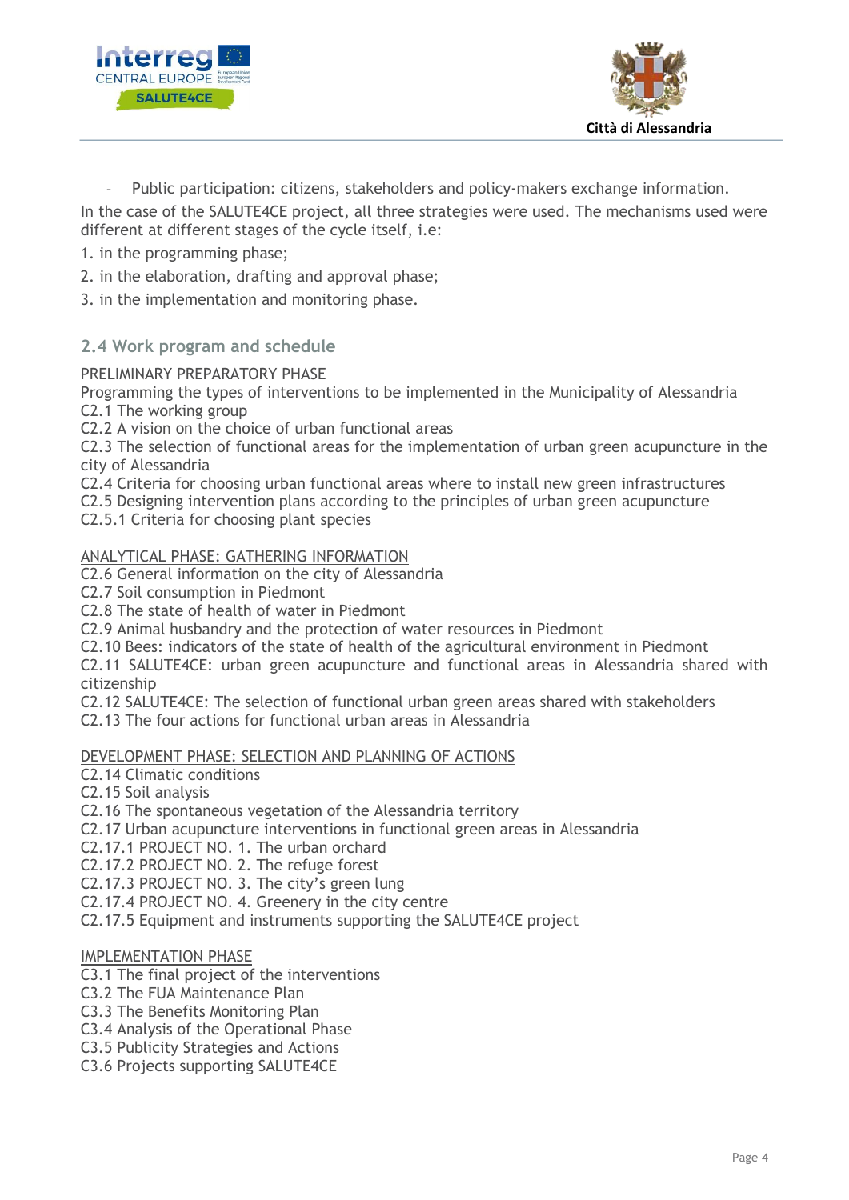- Public participation: citizens, stakeholders and policy-makers exchange information.

In the case of the SALUTE4CE project, all three strategies were used. The mechanisms used were different at different stages of the cycle itself, i.e:

1. in the programming phase;
2. in the elaboration, drafting and approval phase;
3. in the implementation and monitoring phase.

## 2.4 Work program and schedule

PRELIMINARY PREPARATORY PHASE

Programming the types of interventions to be implemented in the Municipality of Alessandria
C2.1 The working group
C2.2 A vision on the choice of urban functional areas
C2.3 The selection of functional areas for the implementation of urban green acupuncture in the city of Alessandria
C2.4 Criteria for choosing urban functional areas where to install new green infrastructures
C2.5 Designing intervention plans according to the principles of urban green acupuncture
C2.5.1 Criteria for choosing plant species

ANALYTICAL PHASE: GATHERING INFORMATION

C2.6 General information on the city of Alessandria
C2.7 Soil consumption in Piedmont
C2.8 The state of health of water in Piedmont
C2.9 Animal husbandry and the protection of water resources in Piedmont
C2.10 Bees: indicators of the state of health of the agricultural environment in Piedmont
C2.11 SALUTE4CE: urban green acupuncture and functional areas in Alessandria shared with citizenship
C2.12 SALUTE4CE: The selection of functional urban green areas shared with stakeholders
C2.13 The four actions for functional urban areas in Alessandria

DEVELOPMENT PHASE: SELECTION AND PLANNING OF ACTIONS

C2.14 Climatic conditions
C2.15 Soil analysis
C2.16 The spontaneous vegetation of the Alessandria territory
C2.17 Urban acupuncture interventions in functional green areas in Alessandria
C2.17.1 PROJECT NO. 1. The urban orchard
C2.17.2 PROJECT NO. 2. The refuge forest
C2.17.3 PROJECT NO. 3. The city's green lung
C2.17.4 PROJECT NO. 4. Greenery in the city centre
C2.17.5 Equipment and instruments supporting the SALUTE4CE project

IMPLEMENTATION PHASE

C3.1 The final project of the interventions
C3.2 The FUA Maintenance Plan
C3.3 The Benefits Monitoring Plan
C3.4 Analysis of the Operational Phase
C3.5 Publicity Strategies and Actions
C3.6 Projects supporting SALUTE4CE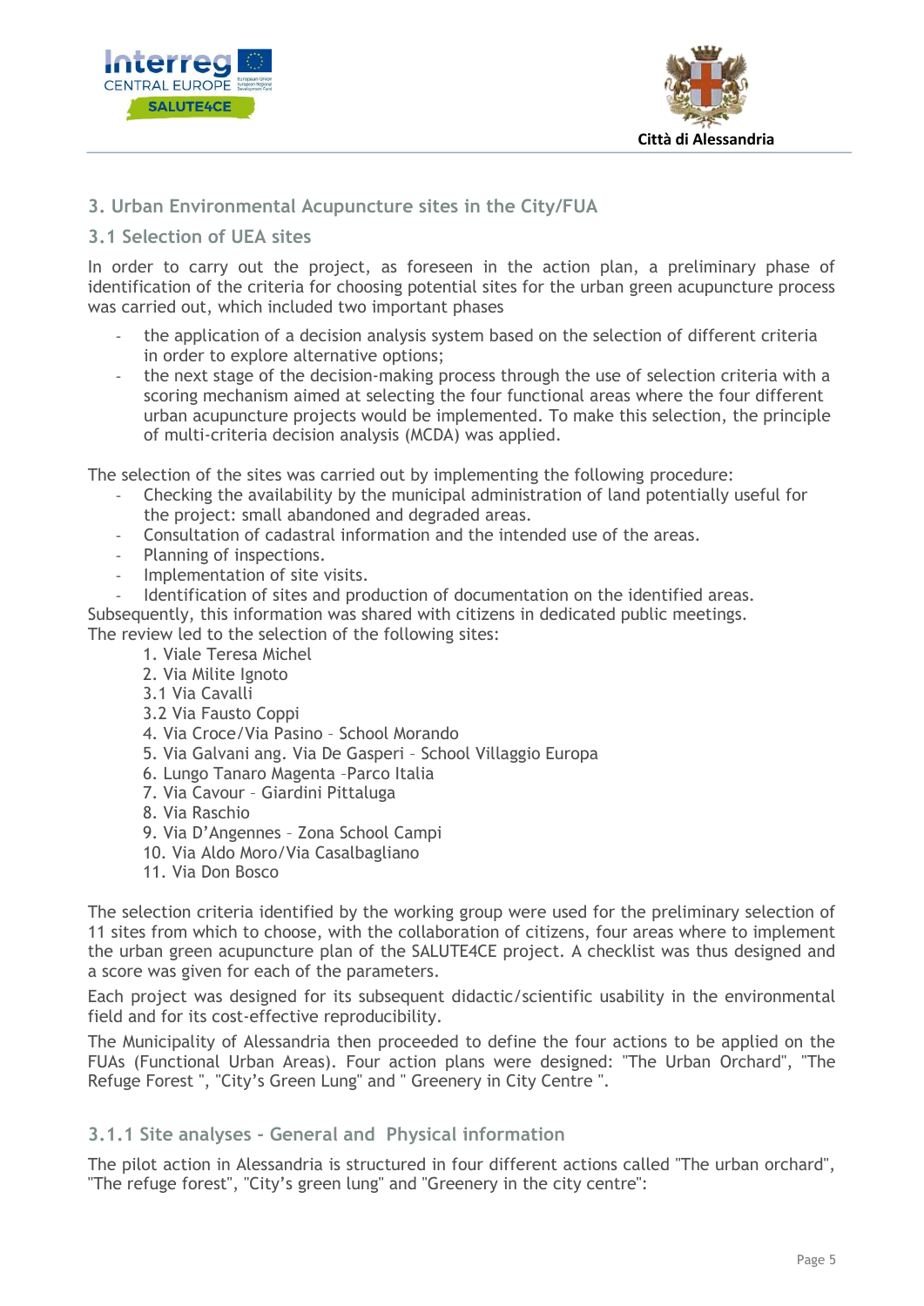## 3. Urban Environmental Acupuncture sites in the City/FUA

### 3.1 Selection of UEA sites

In order to carry out the project, as foreseen in the action plan, a preliminary phase of identification of the criteria for choosing potential sites for the urban green acupuncture process was carried out, which included two important phases

- the application of a decision analysis system based on the selection of different criteria in order to explore alternative options;
- the next stage of the decision-making process through the use of selection criteria with a scoring mechanism aimed at selecting the four functional areas where the four different urban acupuncture projects would be implemented. To make this selection, the principle of multi-criteria decision analysis (MCDA) was applied.

The selection of the sites was carried out by implementing the following procedure:

- Checking the availability by the municipal administration of land potentially useful for the project: small abandoned and degraded areas.
- Consultation of cadastral information and the intended use of the areas.
- Planning of inspections.
- Implementation of site visits.
- Identification of sites and production of documentation on the identified areas.

Subsequently, this information was shared with citizens in dedicated public meetings.
The review led to the selection of the following sites:

1. Viale Teresa Michel
2. Via Milite Ignoto

3.1 Via Cavalli
3.2 Via Fausto Coppi

4. Via Croce/Via Pasino – School Morando
5. Via Galvani ang. Via De Gasperi – School Villaggio Europa
6. Lungo Tanaro Magenta –Parco Italia
7. Via Cavour – Giardini Pittaluga
8. Via Raschio
9. Via D'Angennes – Zona School Campi
10. Via Aldo Moro/Via Casalbagliano
11. Via Don Bosco

The selection criteria identified by the working group were used for the preliminary selection of 11 sites from which to choose, with the collaboration of citizens, four areas where to implement the urban green acupuncture plan of the SALUTE4CE project. A checklist was thus designed and a score was given for each of the parameters.

Each project was designed for its subsequent didactic/scientific usability in the environmental field and for its cost-effective reproducibility.

The Municipality of Alessandria then proceeded to define the four actions to be applied on the FUAs (Functional Urban Areas). Four action plans were designed: "The Urban Orchard", "The Refuge Forest ", "City's Green Lung" and " Greenery in City Centre ".

#### 3.1.1 Site analyses - General and Physical information

The pilot action in Alessandria is structured in four different actions called "The urban orchard", "The refuge forest", "City's green lung" and "Greenery in the city centre":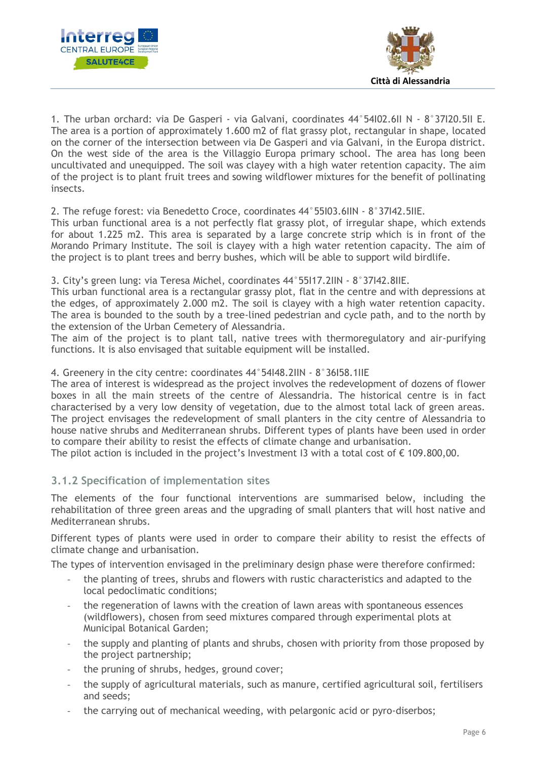1. The urban orchard: via De Gasperi - via Galvani, coordinates 44°54I02.6II N - 8°37I20.5II E. The area is a portion of approximately 1.600 m2 of flat grassy plot, rectangular in shape, located on the corner of the intersection between via De Gasperi and via Galvani, in the Europa district. On the west side of the area is the Villaggio Europa primary school. The area has long been uncultivated and unequipped. The soil was clayey with a high water retention capacity. The aim of the project is to plant fruit trees and sowing wildflower mixtures for the benefit of pollinating insects.

2. The refuge forest: via Benedetto Croce, coordinates 44°55I03.6IIN - 8°37I42.5IIE.
This urban functional area is a not perfectly flat grassy plot, of irregular shape, which extends for about 1.225 m2. This area is separated by a large concrete strip which is in front of the Morando Primary Institute. The soil is clayey with a high water retention capacity. The aim of the project is to plant trees and berry bushes, which will be able to support wild birdlife.

3. City's green lung: via Teresa Michel, coordinates 44°55I17.2IIN - 8°37I42.8IIE.
This urban functional area is a rectangular grassy plot, flat in the centre and with depressions at the edges, of approximately 2.000 m2. The soil is clayey with a high water retention capacity. The area is bounded to the south by a tree-lined pedestrian and cycle path, and to the north by the extension of the Urban Cemetery of Alessandria.
The aim of the project is to plant tall, native trees with thermoregulatory and air-purifying functions. It is also envisaged that suitable equipment will be installed.

4. Greenery in the city centre: coordinates 44°54I48.2IIN - 8°36I58.1IIE
The area of interest is widespread as the project involves the redevelopment of dozens of flower boxes in all the main streets of the centre of Alessandria. The historical centre is in fact characterised by a very low density of vegetation, due to the almost total lack of green areas. The project envisages the redevelopment of small planters in the city centre of Alessandria to house native shrubs and Mediterranean shrubs. Different types of plants have been used in order to compare their ability to resist the effects of climate change and urbanisation.
The pilot action is included in the project's Investment I3 with a total cost of € 109.800,00.

### 3.1.2 Specification of implementation sites

The elements of the four functional interventions are summarised below, including the rehabilitation of three green areas and the upgrading of small planters that will host native and Mediterranean shrubs.

Different types of plants were used in order to compare their ability to resist the effects of climate change and urbanisation.

The types of intervention envisaged in the preliminary design phase were therefore confirmed:

- the planting of trees, shrubs and flowers with rustic characteristics and adapted to the local pedoclimatic conditions;
- the regeneration of lawns with the creation of lawn areas with spontaneous essences (wildflowers), chosen from seed mixtures compared through experimental plots at Municipal Botanical Garden;
- the supply and planting of plants and shrubs, chosen with priority from those proposed by the project partnership;
- the pruning of shrubs, hedges, ground cover;
- the supply of agricultural materials, such as manure, certified agricultural soil, fertilisers and seeds;
- the carrying out of mechanical weeding, with pelargonic acid or pyro-diserbos;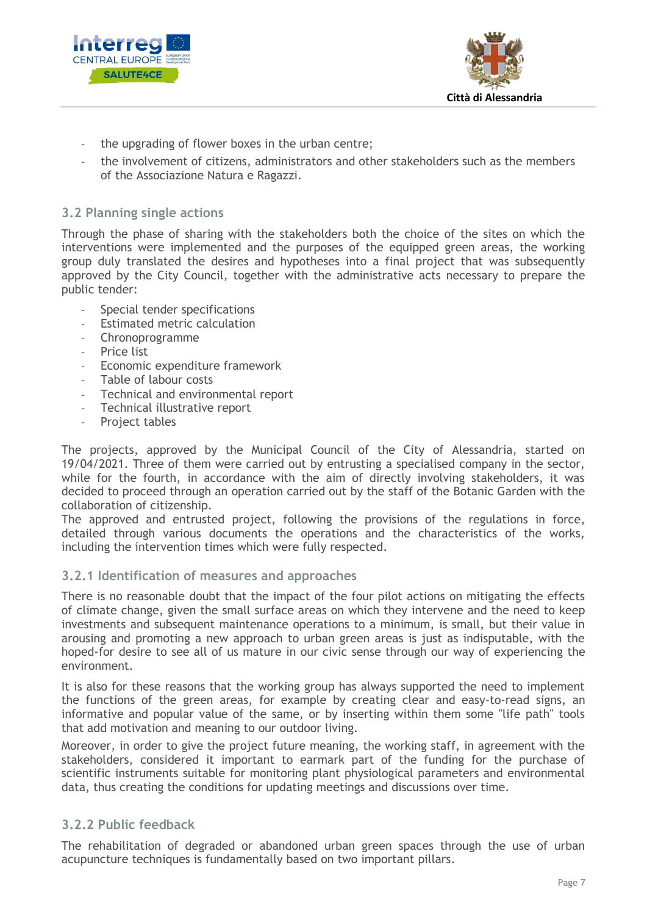- the upgrading of flower boxes in the urban centre;
- the involvement of citizens, administrators and other stakeholders such as the members of the Associazione Natura e Ragazzi.

## 3.2 Planning single actions

Through the phase of sharing with the stakeholders both the choice of the sites on which the interventions were implemented and the purposes of the equipped green areas, the working group duly translated the desires and hypotheses into a final project that was subsequently approved by the City Council, together with the administrative acts necessary to prepare the public tender:

- Special tender specifications
- Estimated metric calculation
- Chronoprogramme
- Price list
- Economic expenditure framework
- Table of labour costs
- Technical and environmental report
- Technical illustrative report
- Project tables

The projects, approved by the Municipal Council of the City of Alessandria, started on 19/04/2021. Three of them were carried out by entrusting a specialised company in the sector, while for the fourth, in accordance with the aim of directly involving stakeholders, it was decided to proceed through an operation carried out by the staff of the Botanic Garden with the collaboration of citizenship.
The approved and entrusted project, following the provisions of the regulations in force, detailed through various documents the operations and the characteristics of the works, including the intervention times which were fully respected.

### 3.2.1 Identification of measures and approaches

There is no reasonable doubt that the impact of the four pilot actions on mitigating the effects of climate change, given the small surface areas on which they intervene and the need to keep investments and subsequent maintenance operations to a minimum, is small, but their value in arousing and promoting a new approach to urban green areas is just as indisputable, with the hoped-for desire to see all of us mature in our civic sense through our way of experiencing the environment.

It is also for these reasons that the working group has always supported the need to implement the functions of the green areas, for example by creating clear and easy-to-read signs, an informative and popular value of the same, or by inserting within them some "life path" tools that add motivation and meaning to our outdoor living.

Moreover, in order to give the project future meaning, the working staff, in agreement with the stakeholders, considered it important to earmark part of the funding for the purchase of scientific instruments suitable for monitoring plant physiological parameters and environmental data, thus creating the conditions for updating meetings and discussions over time.

### 3.2.2 Public feedback

The rehabilitation of degraded or abandoned urban green spaces through the use of urban acupuncture techniques is fundamentally based on two important pillars.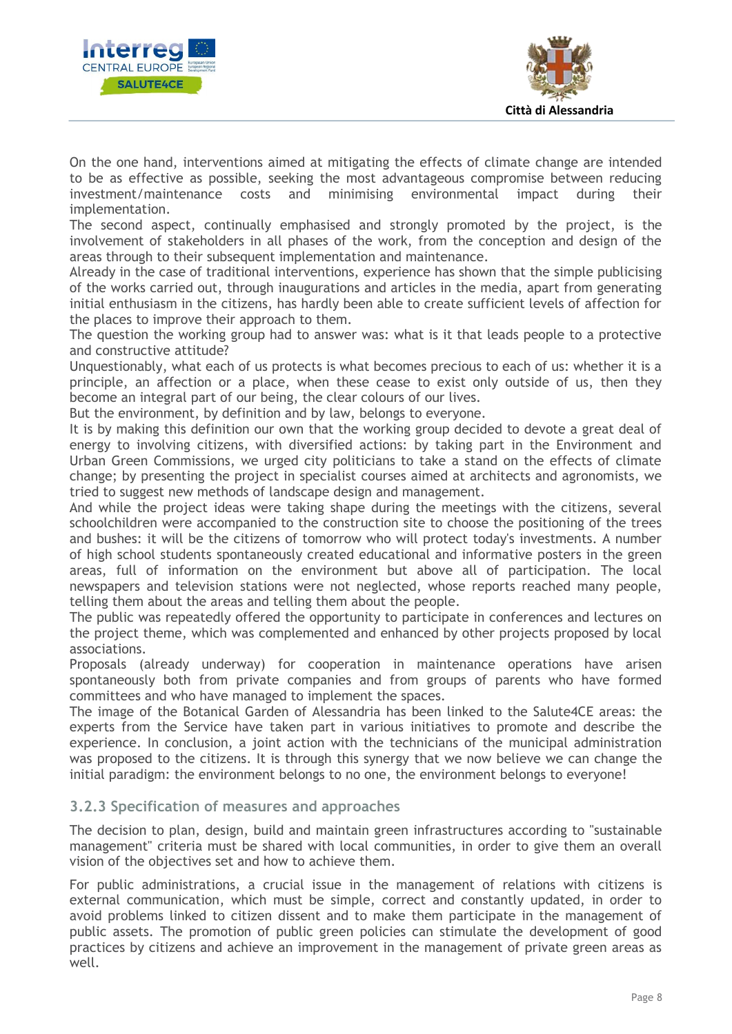On the one hand, interventions aimed at mitigating the effects of climate change are intended to be as effective as possible, seeking the most advantageous compromise between reducing investment/maintenance costs and minimising environmental impact during their implementation.
The second aspect, continually emphasised and strongly promoted by the project, is the involvement of stakeholders in all phases of the work, from the conception and design of the areas through to their subsequent implementation and maintenance.
Already in the case of traditional interventions, experience has shown that the simple publicising of the works carried out, through inaugurations and articles in the media, apart from generating initial enthusiasm in the citizens, has hardly been able to create sufficient levels of affection for the places to improve their approach to them.
The question the working group had to answer was: what is it that leads people to a protective and constructive attitude?
Unquestionably, what each of us protects is what becomes precious to each of us: whether it is a principle, an affection or a place, when these cease to exist only outside of us, then they become an integral part of our being, the clear colours of our lives.
But the environment, by definition and by law, belongs to everyone.
It is by making this definition our own that the working group decided to devote a great deal of energy to involving citizens, with diversified actions: by taking part in the Environment and Urban Green Commissions, we urged city politicians to take a stand on the effects of climate change; by presenting the project in specialist courses aimed at architects and agronomists, we tried to suggest new methods of landscape design and management.
And while the project ideas were taking shape during the meetings with the citizens, several schoolchildren were accompanied to the construction site to choose the positioning of the trees and bushes: it will be the citizens of tomorrow who will protect today's investments. A number of high school students spontaneously created educational and informative posters in the green areas, full of information on the environment but above all of participation. The local newspapers and television stations were not neglected, whose reports reached many people, telling them about the areas and telling them about the people.
The public was repeatedly offered the opportunity to participate in conferences and lectures on the project theme, which was complemented and enhanced by other projects proposed by local associations.
Proposals (already underway) for cooperation in maintenance operations have arisen spontaneously both from private companies and from groups of parents who have formed committees and who have managed to implement the spaces.
The image of the Botanical Garden of Alessandria has been linked to the Salute4CE areas: the experts from the Service have taken part in various initiatives to promote and describe the experience. In conclusion, a joint action with the technicians of the municipal administration was proposed to the citizens. It is through this synergy that we now believe we can change the initial paradigm: the environment belongs to no one, the environment belongs to everyone!

### 3.2.3 Specification of measures and approaches

The decision to plan, design, build and maintain green infrastructures according to "sustainable management" criteria must be shared with local communities, in order to give them an overall vision of the objectives set and how to achieve them.

For public administrations, a crucial issue in the management of relations with citizens is external communication, which must be simple, correct and constantly updated, in order to avoid problems linked to citizen dissent and to make them participate in the management of public assets. The promotion of public green policies can stimulate the development of good practices by citizens and achieve an improvement in the management of private green areas as well.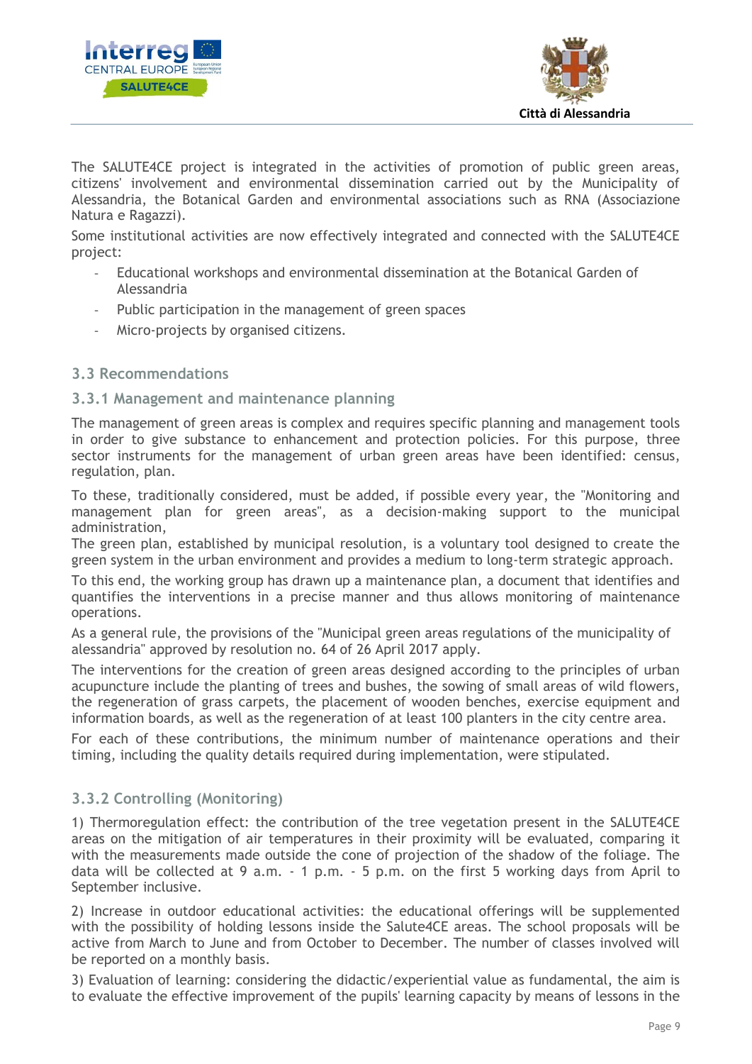The SALUTE4CE project is integrated in the activities of promotion of public green areas, citizens' involvement and environmental dissemination carried out by the Municipality of Alessandria, the Botanical Garden and environmental associations such as RNA (Associazione Natura e Ragazzi).

Some institutional activities are now effectively integrated and connected with the SALUTE4CE project:

- Educational workshops and environmental dissemination at the Botanical Garden of Alessandria
- Public participation in the management of green spaces
- Micro-projects by organised citizens.

### 3.3 Recommendations

#### 3.3.1 Management and maintenance planning

The management of green areas is complex and requires specific planning and management tools in order to give substance to enhancement and protection policies. For this purpose, three sector instruments for the management of urban green areas have been identified: census, regulation, plan.

To these, traditionally considered, must be added, if possible every year, the "Monitoring and management plan for green areas", as a decision-making support to the municipal administration,

The green plan, established by municipal resolution, is a voluntary tool designed to create the green system in the urban environment and provides a medium to long-term strategic approach.

To this end, the working group has drawn up a maintenance plan, a document that identifies and quantifies the interventions in a precise manner and thus allows monitoring of maintenance operations.

As a general rule, the provisions of the "Municipal green areas regulations of the municipality of alessandria" approved by resolution no. 64 of 26 April 2017 apply.

The interventions for the creation of green areas designed according to the principles of urban acupuncture include the planting of trees and bushes, the sowing of small areas of wild flowers, the regeneration of grass carpets, the placement of wooden benches, exercise equipment and information boards, as well as the regeneration of at least 100 planters in the city centre area.

For each of these contributions, the minimum number of maintenance operations and their timing, including the quality details required during implementation, were stipulated.

#### 3.3.2 Controlling (Monitoring)

1) Thermoregulation effect: the contribution of the tree vegetation present in the SALUTE4CE areas on the mitigation of air temperatures in their proximity will be evaluated, comparing it with the measurements made outside the cone of projection of the shadow of the foliage. The data will be collected at 9 a.m. - 1 p.m. - 5 p.m. on the first 5 working days from April to September inclusive.

2) Increase in outdoor educational activities: the educational offerings will be supplemented with the possibility of holding lessons inside the Salute4CE areas. The school proposals will be active from March to June and from October to December. The number of classes involved will be reported on a monthly basis.

3) Evaluation of learning: considering the didactic/experiential value as fundamental, the aim is to evaluate the effective improvement of the pupils' learning capacity by means of lessons in the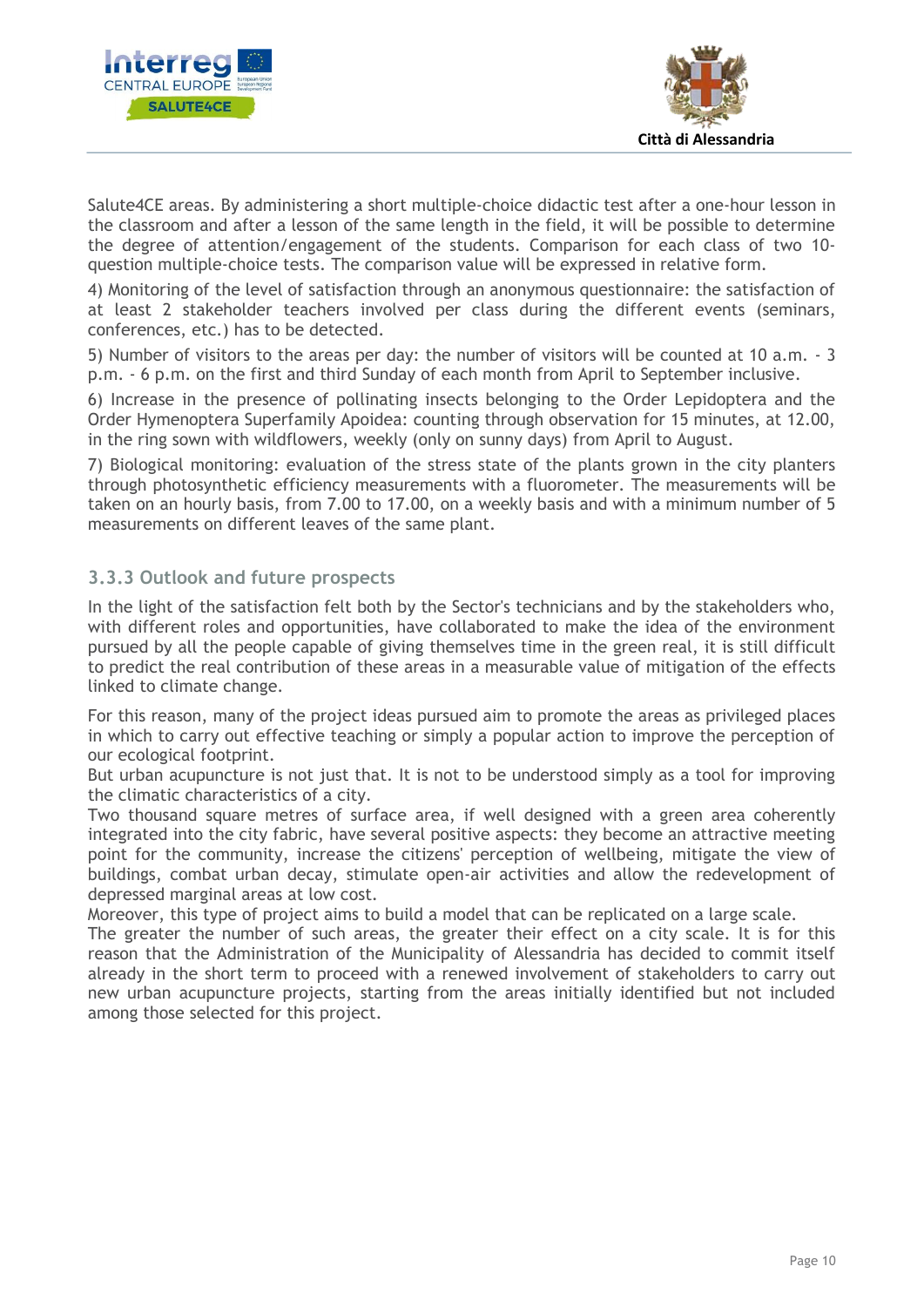Salute4CE areas. By administering a short multiple-choice didactic test after a one-hour lesson in the classroom and after a lesson of the same length in the field, it will be possible to determine the degree of attention/engagement of the students. Comparison for each class of two 10-question multiple-choice tests. The comparison value will be expressed in relative form.

4) Monitoring of the level of satisfaction through an anonymous questionnaire: the satisfaction of at least 2 stakeholder teachers involved per class during the different events (seminars, conferences, etc.) has to be detected.

5) Number of visitors to the areas per day: the number of visitors will be counted at 10 a.m. - 3 p.m. - 6 p.m. on the first and third Sunday of each month from April to September inclusive.

6) Increase in the presence of pollinating insects belonging to the Order Lepidoptera and the Order Hymenoptera Superfamily Apoidea: counting through observation for 15 minutes, at 12.00, in the ring sown with wildflowers, weekly (only on sunny days) from April to August.

7) Biological monitoring: evaluation of the stress state of the plants grown in the city planters through photosynthetic efficiency measurements with a fluorometer. The measurements will be taken on an hourly basis, from 7.00 to 17.00, on a weekly basis and with a minimum number of 5 measurements on different leaves of the same plant.

### 3.3.3 Outlook and future prospects

In the light of the satisfaction felt both by the Sector's technicians and by the stakeholders who, with different roles and opportunities, have collaborated to make the idea of the environment pursued by all the people capable of giving themselves time in the green real, it is still difficult to predict the real contribution of these areas in a measurable value of mitigation of the effects linked to climate change.

For this reason, many of the project ideas pursued aim to promote the areas as privileged places in which to carry out effective teaching or simply a popular action to improve the perception of our ecological footprint.

But urban acupuncture is not just that. It is not to be understood simply as a tool for improving the climatic characteristics of a city.

Two thousand square metres of surface area, if well designed with a green area coherently integrated into the city fabric, have several positive aspects: they become an attractive meeting point for the community, increase the citizens' perception of wellbeing, mitigate the view of buildings, combat urban decay, stimulate open-air activities and allow the redevelopment of depressed marginal areas at low cost.

Moreover, this type of project aims to build a model that can be replicated on a large scale.

The greater the number of such areas, the greater their effect on a city scale. It is for this reason that the Administration of the Municipality of Alessandria has decided to commit itself already in the short term to proceed with a renewed involvement of stakeholders to carry out new urban acupuncture projects, starting from the areas initially identified but not included among those selected for this project.